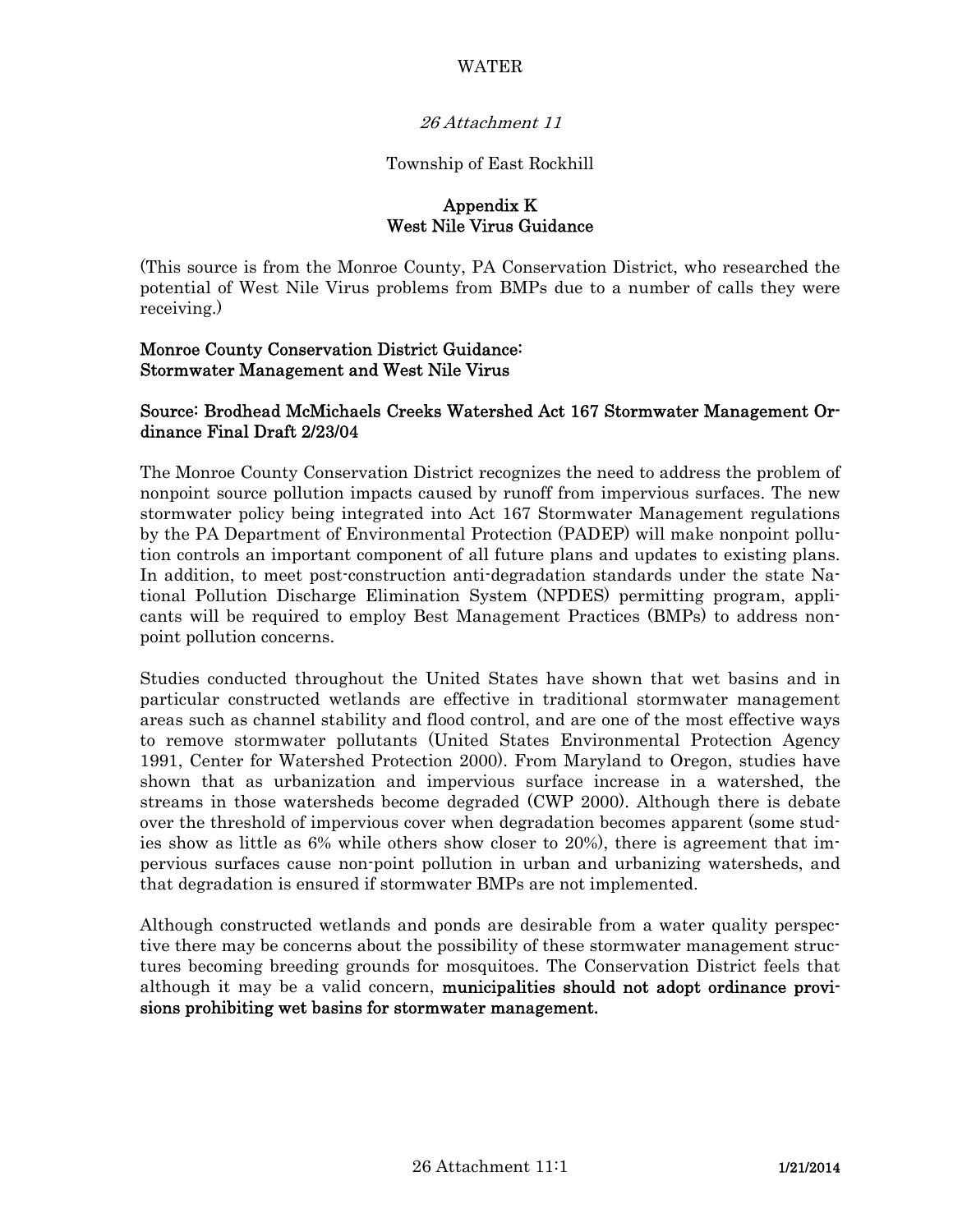# 26 Attachment 11

## Township of East Rockhill

## Appendix K
## West Nile Virus Guidance

(This source is from the Monroe County, PA Conservation District, who researched the potential of West Nile Virus problems from BMPs due to a number of calls they were receiving.)

### Monroe County Conservation District Guidance: Stormwater Management and West Nile Virus

### Source: Brodhead McMichaels Creeks Watershed Act 167 Stormwater Management Ordinance Final Draft 2/23/04

The Monroe County Conservation District recognizes the need to address the problem of nonpoint source pollution impacts caused by runoff from impervious surfaces. The new stormwater policy being integrated into Act 167 Stormwater Management regulations by the PA Department of Environmental Protection (PADEP) will make nonpoint pollution controls an important component of all future plans and updates to existing plans. In addition, to meet post-construction anti-degradation standards under the state National Pollution Discharge Elimination System (NPDES) permitting program, applicants will be required to employ Best Management Practices (BMPs) to address nonpoint pollution concerns.

Studies conducted throughout the United States have shown that wet basins and in particular constructed wetlands are effective in traditional stormwater management areas such as channel stability and flood control, and are one of the most effective ways to remove stormwater pollutants (United States Environmental Protection Agency 1991, Center for Watershed Protection 2000). From Maryland to Oregon, studies have shown that as urbanization and impervious surface increase in a watershed, the streams in those watersheds become degraded (CWP 2000). Although there is debate over the threshold of impervious cover when degradation becomes apparent (some studies show as little as 6% while others show closer to 20%), there is agreement that impervious surfaces cause non-point pollution in urban and urbanizing watersheds, and that degradation is ensured if stormwater BMPs are not implemented.

Although constructed wetlands and ponds are desirable from a water quality perspective there may be concerns about the possibility of these stormwater management structures becoming breeding grounds for mosquitoes. The Conservation District feels that although it may be a valid concern, **municipalities should not adopt ordinance provisions prohibiting wet basins for stormwater management.**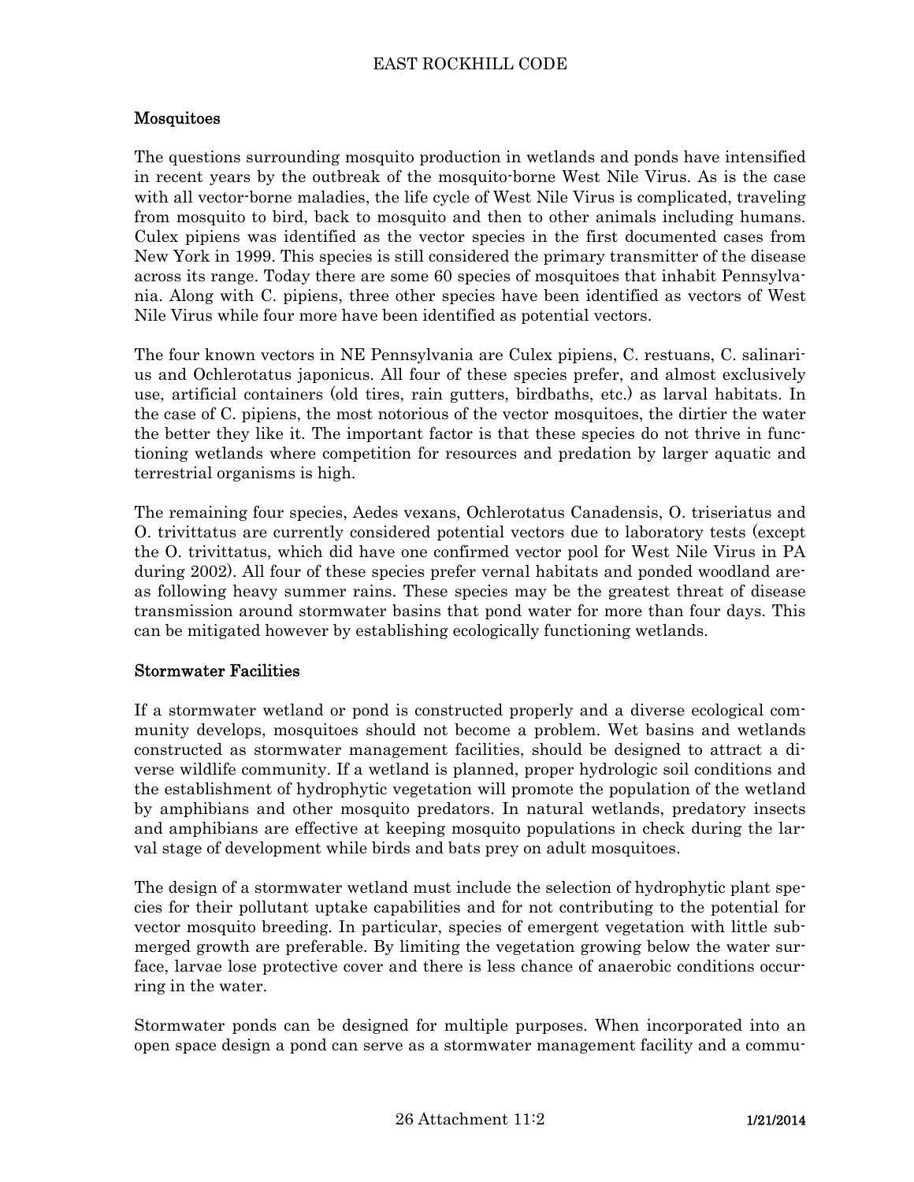## Mosquitoes

The questions surrounding mosquito production in wetlands and ponds have intensified in recent years by the outbreak of the mosquito-borne West Nile Virus. As is the case with all vector-borne maladies, the life cycle of West Nile Virus is complicated, traveling from mosquito to bird, back to mosquito and then to other animals including humans. Culex pipiens was identified as the vector species in the first documented cases from New York in 1999. This species is still considered the primary transmitter of the disease across its range. Today there are some 60 species of mosquitoes that inhabit Pennsylvania. Along with C. pipiens, three other species have been identified as vectors of West Nile Virus while four more have been identified as potential vectors.

The four known vectors in NE Pennsylvania are Culex pipiens, C. restuans, C. salinarius and Ochlerotatus japonicus. All four of these species prefer, and almost exclusively use, artificial containers (old tires, rain gutters, birdbaths, etc.) as larval habitats. In the case of C. pipiens, the most notorious of the vector mosquitoes, the dirtier the water the better they like it. The important factor is that these species do not thrive in functioning wetlands where competition for resources and predation by larger aquatic and terrestrial organisms is high.

The remaining four species, Aedes vexans, Ochlerotatus Canadensis, O. triseriatus and O. trivittatus are currently considered potential vectors due to laboratory tests (except the O. trivittatus, which did have one confirmed vector pool for West Nile Virus in PA during 2002). All four of these species prefer vernal habitats and ponded woodland areas following heavy summer rains. These species may be the greatest threat of disease transmission around stormwater basins that pond water for more than four days. This can be mitigated however by establishing ecologically functioning wetlands.

## Stormwater Facilities

If a stormwater wetland or pond is constructed properly and a diverse ecological community develops, mosquitoes should not become a problem. Wet basins and wetlands constructed as stormwater management facilities, should be designed to attract a diverse wildlife community. If a wetland is planned, proper hydrologic soil conditions and the establishment of hydrophytic vegetation will promote the population of the wetland by amphibians and other mosquito predators. In natural wetlands, predatory insects and amphibians are effective at keeping mosquito populations in check during the larval stage of development while birds and bats prey on adult mosquitoes.

The design of a stormwater wetland must include the selection of hydrophytic plant species for their pollutant uptake capabilities and for not contributing to the potential for vector mosquito breeding. In particular, species of emergent vegetation with little submerged growth are preferable. By limiting the vegetation growing below the water surface, larvae lose protective cover and there is less chance of anaerobic conditions occurring in the water.

Stormwater ponds can be designed for multiple purposes. When incorporated into an open space design a pond can serve as a stormwater management facility and a commu-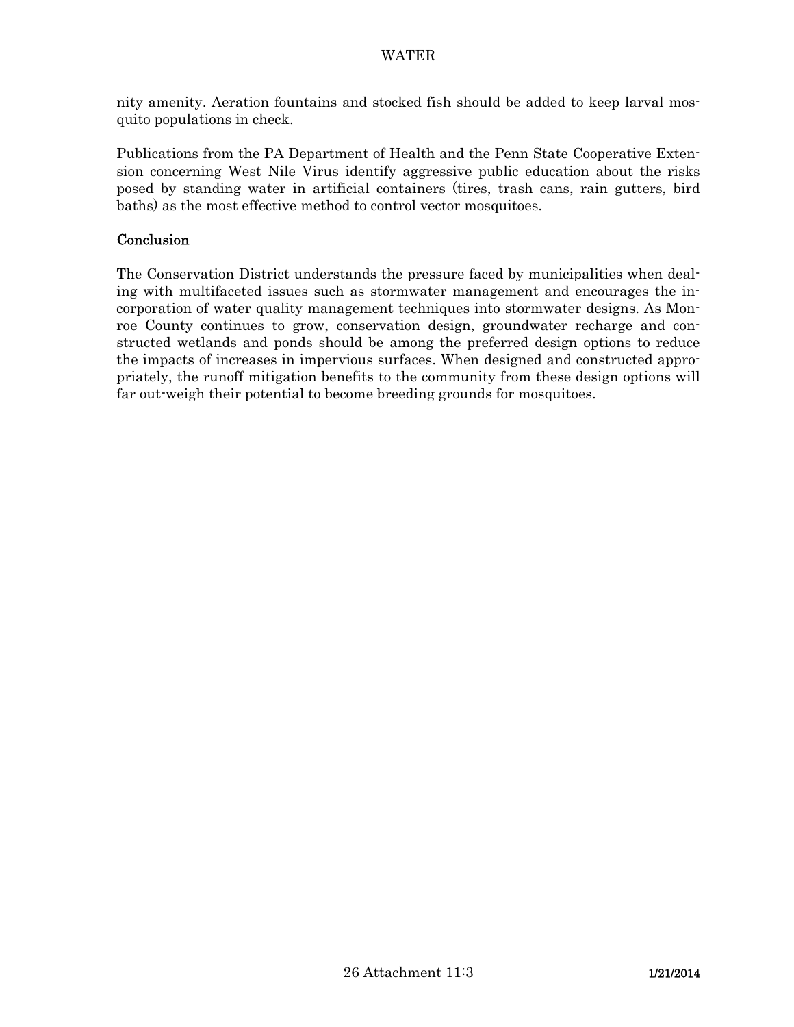nity amenity. Aeration fountains and stocked fish should be added to keep larval mosquito populations in check.

Publications from the PA Department of Health and the Penn State Cooperative Extension concerning West Nile Virus identify aggressive public education about the risks posed by standing water in artificial containers (tires, trash cans, rain gutters, bird baths) as the most effective method to control vector mosquitoes.

## Conclusion

The Conservation District understands the pressure faced by municipalities when dealing with multifaceted issues such as stormwater management and encourages the incorporation of water quality management techniques into stormwater designs. As Monroe County continues to grow, conservation design, groundwater recharge and constructed wetlands and ponds should be among the preferred design options to reduce the impacts of increases in impervious surfaces. When designed and constructed appropriately, the runoff mitigation benefits to the community from these design options will far out-weigh their potential to become breeding grounds for mosquitoes.